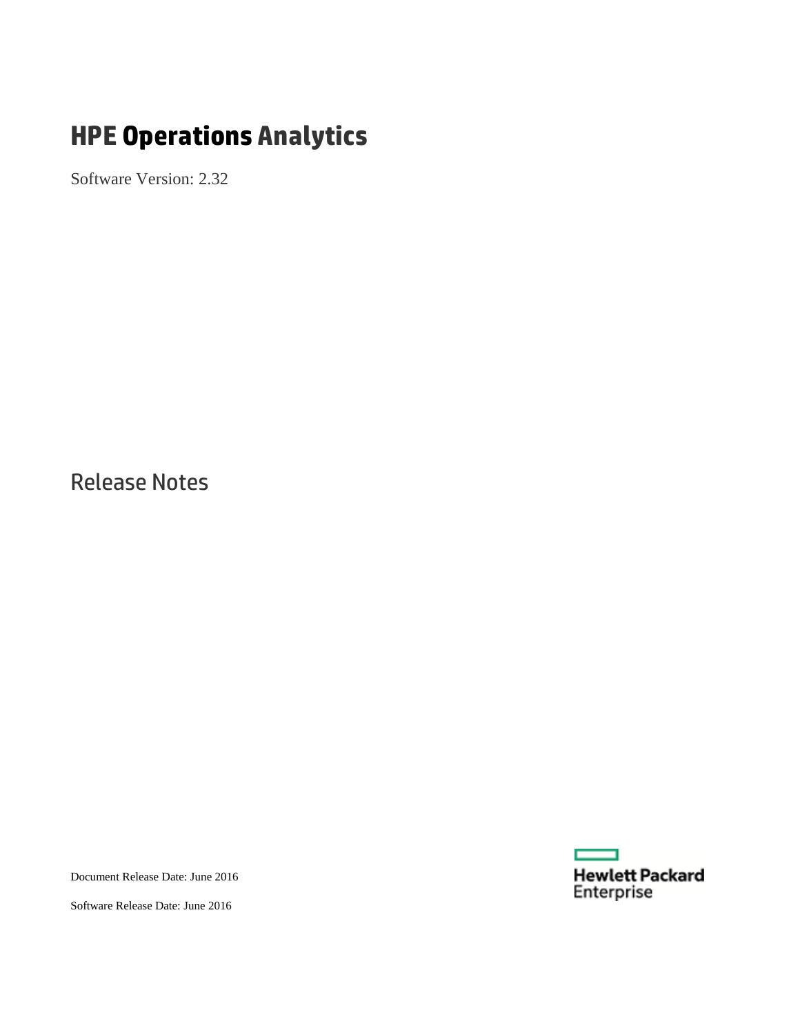# HPE Operations Analytics

Software Version: 2.32

## Release Notes

Document Release Date: June 2016

Software Release Date: June 2016

Hewlett Packard Enterprise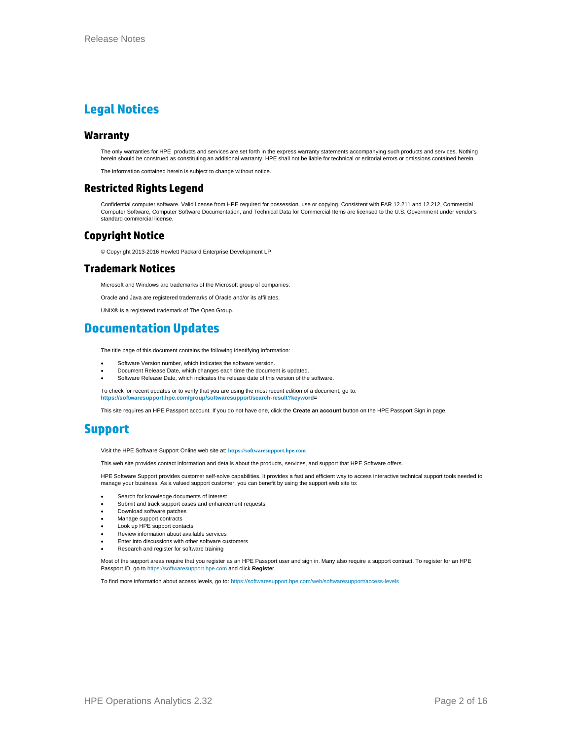# Legal Notices

## Warranty

The only warranties for HPE products and services are set forth in the express warranty statements accompanying such products and services. Nothing herein should be construed as constituting an additional warranty. HPE shall not be liable for technical or editorial errors or omissions contained herein.

The information contained herein is subject to change without notice.

## Restricted Rights Legend

Confidential computer software. Valid license from HPE required for possession, use or copying. Consistent with FAR 12.211 and 12.212, Commercial Computer Software, Computer Software Documentation, and Technical Data for Commercial Items are licensed to the U.S. Government under vendor's standard commercial license.

## Copyright Notice

© Copyright 2013-2016 Hewlett Packard Enterprise Development LP

## Trademark Notices

Microsoft and Windows are trademarks of the Microsoft group of companies.

Oracle and Java are registered trademarks of Oracle and/or its affiliates.

UNIX® is a registered trademark of The Open Group.

# Documentation Updates

The title page of this document contains the following identifying information:

- Software Version number, which indicates the software version.
- Document Release Date, which changes each time the document is updated.
- Software Release Date, which indicates the release date of this version of the software.

To check for recent updates or to verify that you are using the most recent edition of a document, go to: **https://softwaresupport.hpe.com/group/softwaresupport/search-result?keyword=**

This site requires an HPE Passport account. If you do not have one, click the **Create an account** button on the HPE Passport Sign in page.

# Support

Visit the HPE Software Support Online web site at: **https://softwaresupport.hpe.com**

This web site provides contact information and details about the products, services, and support that HPE Software offers.

HPE Software Support provides customer self-solve capabilities. It provides a fast and efficient way to access interactive technical support tools needed to manage your business. As a valued support customer, you can benefit by using the support web site to:

- Search for knowledge documents of interest
- Submit and track support cases and enhancement requests
- Download software patches
- Manage support contracts
- Look up HPE support contacts
- Review information about available services
- Enter into discussions with other software customers
- Research and register for software training

Most of the support areas require that you register as an HPE Passport user and sign in. Many also require a support contract. To register for an HPE Passport ID, go to https://softwaresupport.hpe.com and click **Register**.

To find more information about access levels, go to: https://softwaresupport.hpe.com/web/softwaresupport/access-levels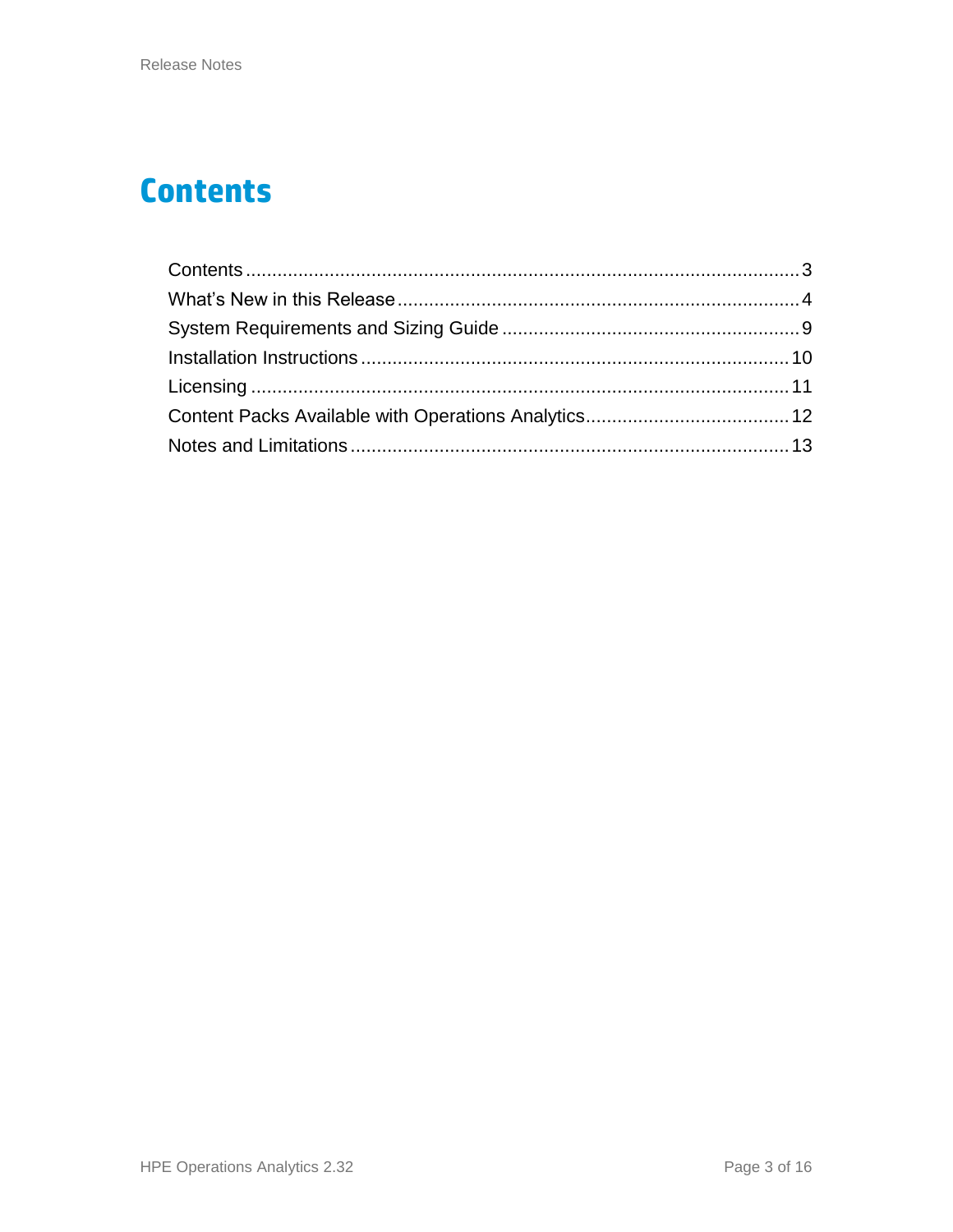# Contents

Contents ........................................................................................................ 3
What's New in this Release ........................................................................... 4
System Requirements and Sizing Guide ........................................................ 9
Installation Instructions ................................................................................ 10
Licensing ..................................................................................................... 11
Content Packs Available with Operations Analytics ...................................... 12
Notes and Limitations .................................................................................. 13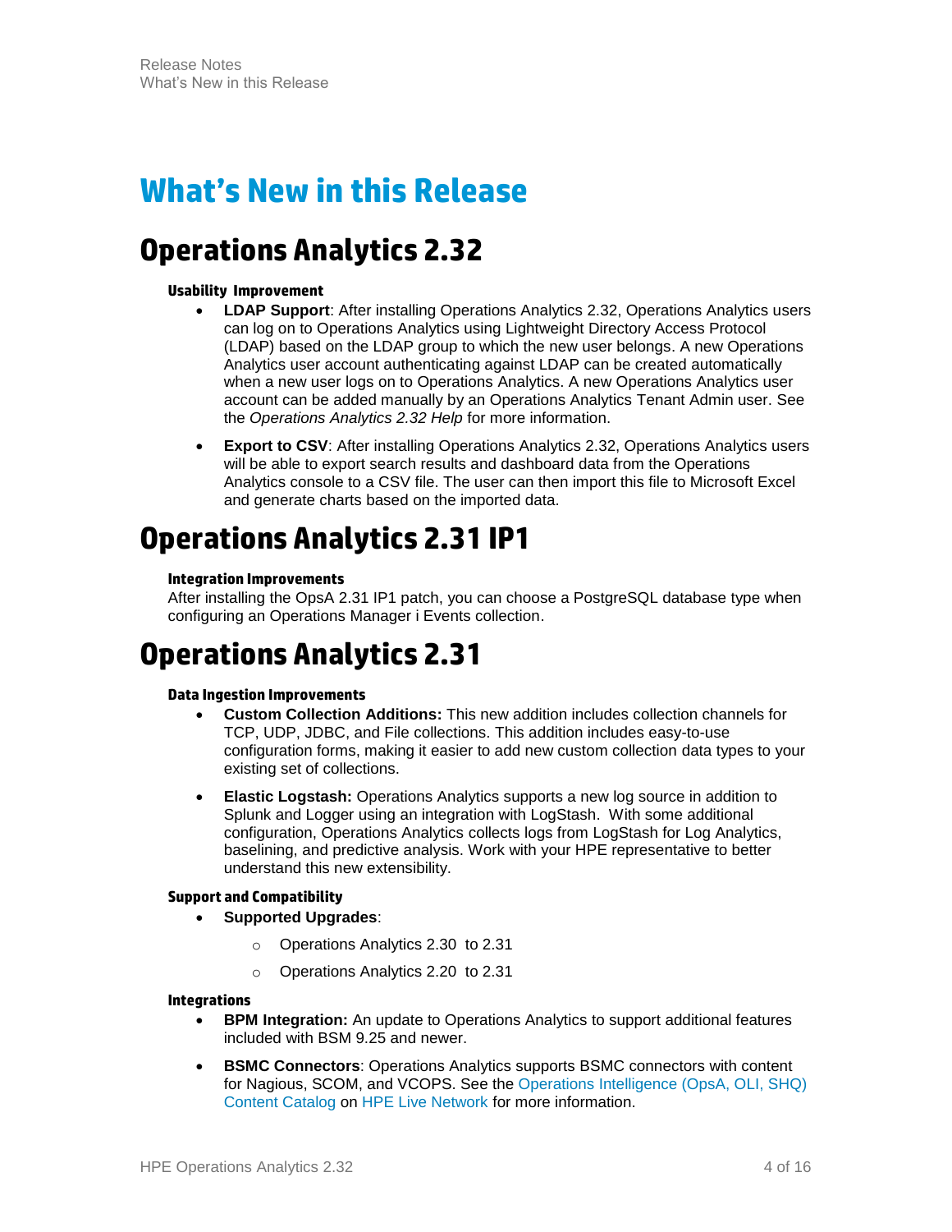# What's New in this Release

## Operations Analytics 2.32

#### Usability Improvement

- **LDAP Support**: After installing Operations Analytics 2.32, Operations Analytics users can log on to Operations Analytics using Lightweight Directory Access Protocol (LDAP) based on the LDAP group to which the new user belongs. A new Operations Analytics user account authenticating against LDAP can be created automatically when a new user logs on to Operations Analytics. A new Operations Analytics user account can be added manually by an Operations Analytics Tenant Admin user. See the *Operations Analytics 2.32 Help* for more information.
- **Export to CSV**: After installing Operations Analytics 2.32, Operations Analytics users will be able to export search results and dashboard data from the Operations Analytics console to a CSV file. The user can then import this file to Microsoft Excel and generate charts based on the imported data.

## Operations Analytics 2.31 IP1

#### Integration Improvements

After installing the OpsA 2.31 IP1 patch, you can choose a PostgreSQL database type when configuring an Operations Manager i Events collection.

## Operations Analytics 2.31

#### Data Ingestion Improvements

- **Custom Collection Additions:** This new addition includes collection channels for TCP, UDP, JDBC, and File collections. This addition includes easy-to-use configuration forms, making it easier to add new custom collection data types to your existing set of collections.
- **Elastic Logstash:** Operations Analytics supports a new log source in addition to Splunk and Logger using an integration with LogStash. With some additional configuration, Operations Analytics collects logs from LogStash for Log Analytics, baselining, and predictive analysis. Work with your HPE representative to better understand this new extensibility.

#### Support and Compatibility

- **Supported Upgrades**:
  - Operations Analytics 2.30 to 2.31
  - Operations Analytics 2.20 to 2.31

#### Integrations

- **BPM Integration:** An update to Operations Analytics to support additional features included with BSM 9.25 and newer.
- **BSMC Connectors**: Operations Analytics supports BSMC connectors with content for Nagious, SCOM, and VCOPS. See the Operations Intelligence (OpsA, OLI, SHQ) Content Catalog on HPE Live Network for more information.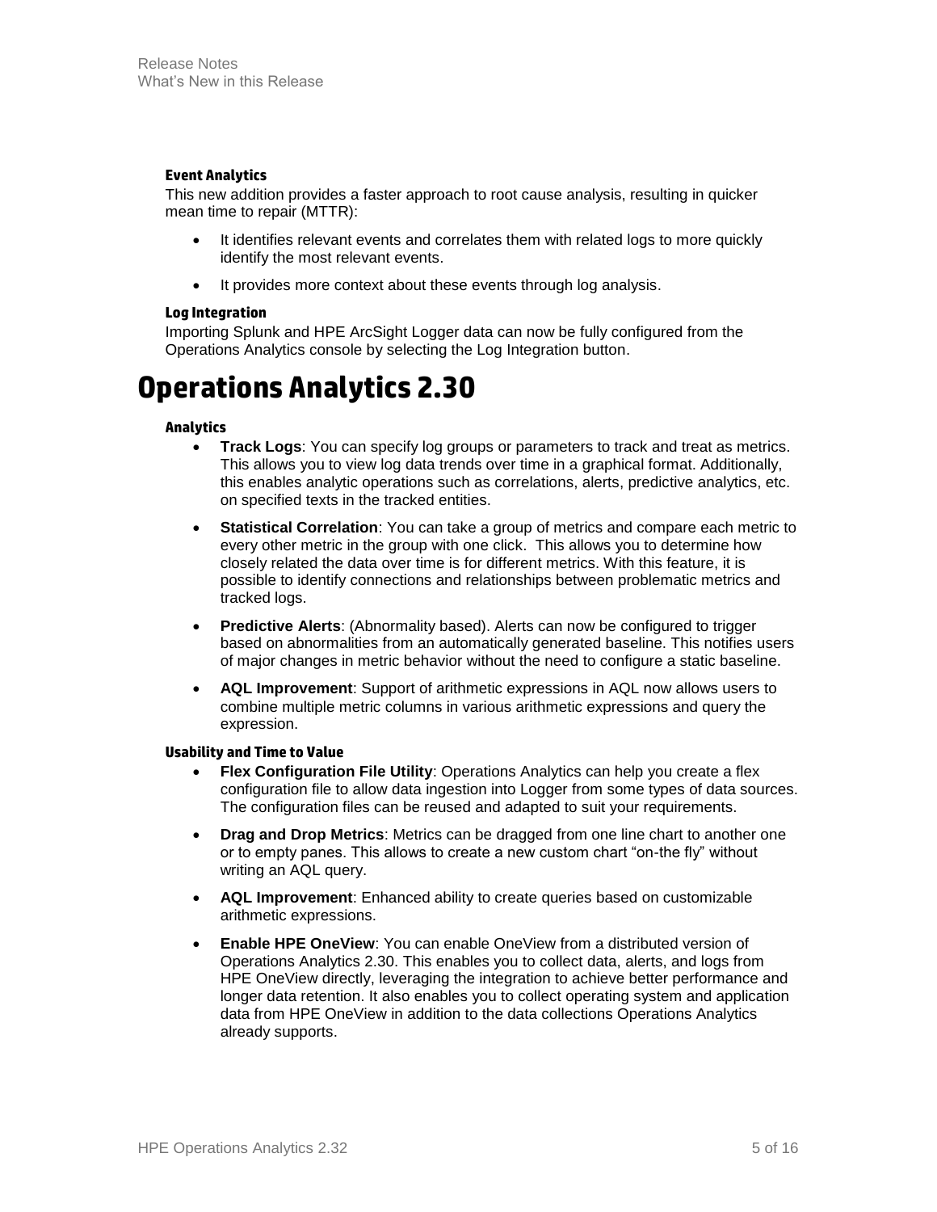#### Event Analytics

This new addition provides a faster approach to root cause analysis, resulting in quicker mean time to repair (MTTR):

- It identifies relevant events and correlates them with related logs to more quickly identify the most relevant events.
- It provides more context about these events through log analysis.

#### Log Integration

Importing Splunk and HPE ArcSight Logger data can now be fully configured from the Operations Analytics console by selecting the Log Integration button.

# Operations Analytics 2.30

#### Analytics

- **Track Logs**: You can specify log groups or parameters to track and treat as metrics. This allows you to view log data trends over time in a graphical format. Additionally, this enables analytic operations such as correlations, alerts, predictive analytics, etc. on specified texts in the tracked entities.
- **Statistical Correlation**: You can take a group of metrics and compare each metric to every other metric in the group with one click. This allows you to determine how closely related the data over time is for different metrics. With this feature, it is possible to identify connections and relationships between problematic metrics and tracked logs.
- **Predictive Alerts**: (Abnormality based). Alerts can now be configured to trigger based on abnormalities from an automatically generated baseline. This notifies users of major changes in metric behavior without the need to configure a static baseline.
- **AQL Improvement**: Support of arithmetic expressions in AQL now allows users to combine multiple metric columns in various arithmetic expressions and query the expression.

#### Usability and Time to Value

- **Flex Configuration File Utility**: Operations Analytics can help you create a flex configuration file to allow data ingestion into Logger from some types of data sources. The configuration files can be reused and adapted to suit your requirements.
- **Drag and Drop Metrics**: Metrics can be dragged from one line chart to another one or to empty panes. This allows to create a new custom chart "on-the fly" without writing an AQL query.
- **AQL Improvement**: Enhanced ability to create queries based on customizable arithmetic expressions.
- **Enable HPE OneView**: You can enable OneView from a distributed version of Operations Analytics 2.30. This enables you to collect data, alerts, and logs from HPE OneView directly, leveraging the integration to achieve better performance and longer data retention. It also enables you to collect operating system and application data from HPE OneView in addition to the data collections Operations Analytics already supports.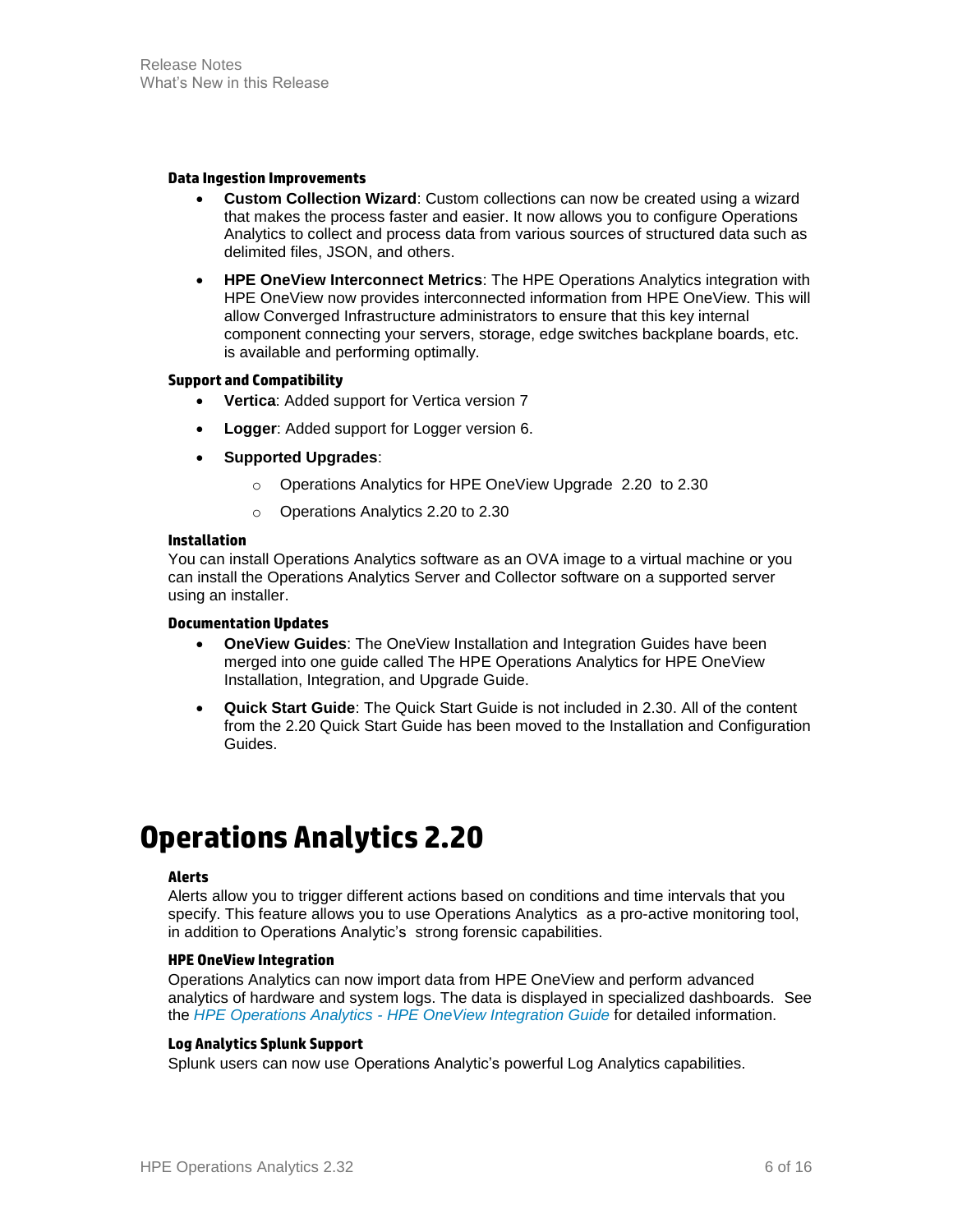#### Data Ingestion Improvements

- **Custom Collection Wizard**: Custom collections can now be created using a wizard that makes the process faster and easier. It now allows you to configure Operations Analytics to collect and process data from various sources of structured data such as delimited files, JSON, and others.
- **HPE OneView Interconnect Metrics**: The HPE Operations Analytics integration with HPE OneView now provides interconnected information from HPE OneView. This will allow Converged Infrastructure administrators to ensure that this key internal component connecting your servers, storage, edge switches backplane boards, etc. is available and performing optimally.

#### Support and Compatibility

- **Vertica**: Added support for Vertica version 7
- **Logger**: Added support for Logger version 6.
- **Supported Upgrades**:
  - Operations Analytics for HPE OneView Upgrade 2.20 to 2.30
  - Operations Analytics 2.20 to 2.30

#### Installation

You can install Operations Analytics software as an OVA image to a virtual machine or you can install the Operations Analytics Server and Collector software on a supported server using an installer.

#### Documentation Updates

- **OneView Guides**: The OneView Installation and Integration Guides have been merged into one guide called The HPE Operations Analytics for HPE OneView Installation, Integration, and Upgrade Guide.
- **Quick Start Guide**: The Quick Start Guide is not included in 2.30. All of the content from the 2.20 Quick Start Guide has been moved to the Installation and Configuration Guides.

# Operations Analytics 2.20

#### Alerts

Alerts allow you to trigger different actions based on conditions and time intervals that you specify. This feature allows you to use Operations Analytics as a pro-active monitoring tool, in addition to Operations Analytic's strong forensic capabilities.

#### HPE OneView Integration

Operations Analytics can now import data from HPE OneView and perform advanced analytics of hardware and system logs. The data is displayed in specialized dashboards. See the *HPE Operations Analytics - HPE OneView Integration Guide* for detailed information.

#### Log Analytics Splunk Support

Splunk users can now use Operations Analytic's powerful Log Analytics capabilities.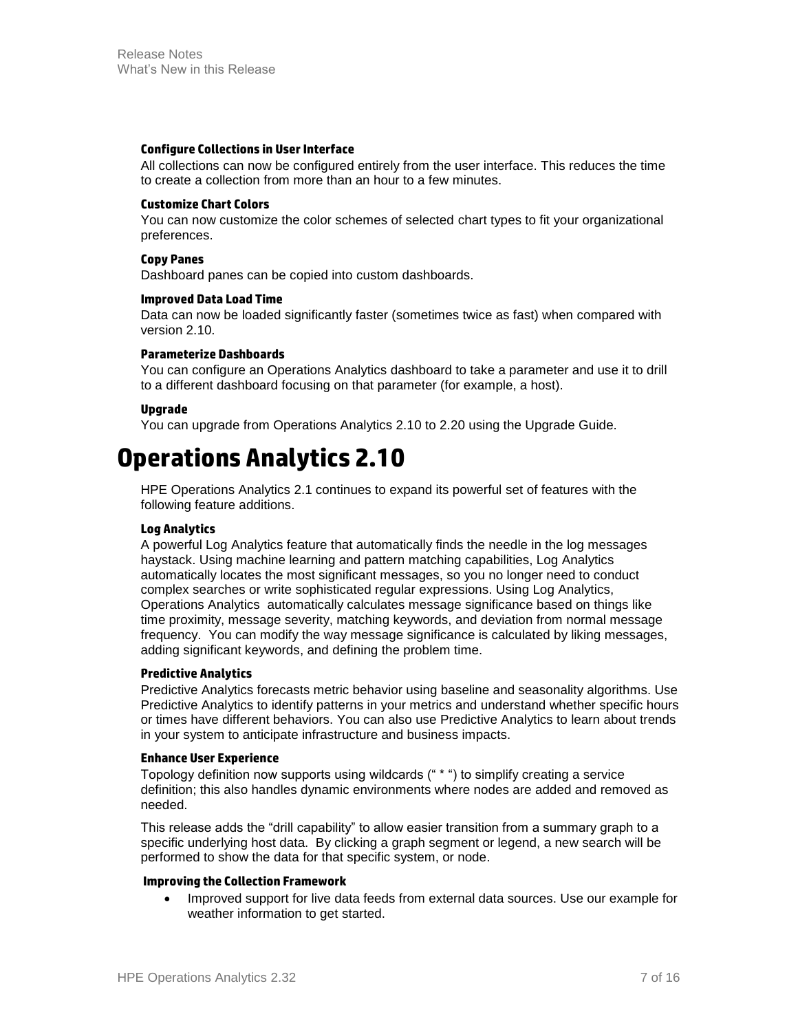#### Configure Collections in User Interface

All collections can now be configured entirely from the user interface. This reduces the time to create a collection from more than an hour to a few minutes.

#### Customize Chart Colors

You can now customize the color schemes of selected chart types to fit your organizational preferences.

#### Copy Panes

Dashboard panes can be copied into custom dashboards.

#### Improved Data Load Time

Data can now be loaded significantly faster (sometimes twice as fast) when compared with version 2.10.

#### Parameterize Dashboards

You can configure an Operations Analytics dashboard to take a parameter and use it to drill to a different dashboard focusing on that parameter (for example, a host).

#### Upgrade

You can upgrade from Operations Analytics 2.10 to 2.20 using the Upgrade Guide.

# Operations Analytics 2.10

HPE Operations Analytics 2.1 continues to expand its powerful set of features with the following feature additions.

#### Log Analytics

A powerful Log Analytics feature that automatically finds the needle in the log messages haystack. Using machine learning and pattern matching capabilities, Log Analytics automatically locates the most significant messages, so you no longer need to conduct complex searches or write sophisticated regular expressions. Using Log Analytics, Operations Analytics automatically calculates message significance based on things like time proximity, message severity, matching keywords, and deviation from normal message frequency. You can modify the way message significance is calculated by liking messages, adding significant keywords, and defining the problem time.

#### Predictive Analytics

Predictive Analytics forecasts metric behavior using baseline and seasonality algorithms. Use Predictive Analytics to identify patterns in your metrics and understand whether specific hours or times have different behaviors. You can also use Predictive Analytics to learn about trends in your system to anticipate infrastructure and business impacts.

#### Enhance User Experience

Topology definition now supports using wildcards (" * ") to simplify creating a service definition; this also handles dynamic environments where nodes are added and removed as needed.

This release adds the "drill capability" to allow easier transition from a summary graph to a specific underlying host data. By clicking a graph segment or legend, a new search will be performed to show the data for that specific system, or node.

#### Improving the Collection Framework

- Improved support for live data feeds from external data sources. Use our example for weather information to get started.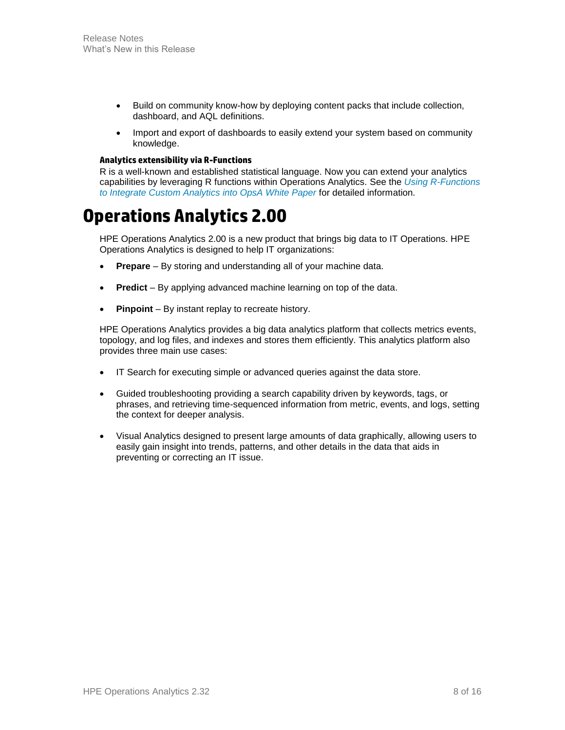- Build on community know-how by deploying content packs that include collection, dashboard, and AQL definitions.
- Import and export of dashboards to easily extend your system based on community knowledge.

#### Analytics extensibility via R-Functions

R is a well-known and established statistical language. Now you can extend your analytics capabilities by leveraging R functions within Operations Analytics. See the *Using R-Functions to Integrate Custom Analytics into OpsA White Paper* for detailed information.

# Operations Analytics 2.00

HPE Operations Analytics 2.00 is a new product that brings big data to IT Operations. HPE Operations Analytics is designed to help IT organizations:

- **Prepare** – By storing and understanding all of your machine data.
- **Predict** – By applying advanced machine learning on top of the data.
- **Pinpoint** – By instant replay to recreate history.

HPE Operations Analytics provides a big data analytics platform that collects metrics events, topology, and log files, and indexes and stores them efficiently. This analytics platform also provides three main use cases:

- IT Search for executing simple or advanced queries against the data store.
- Guided troubleshooting providing a search capability driven by keywords, tags, or phrases, and retrieving time-sequenced information from metric, events, and logs, setting the context for deeper analysis.
- Visual Analytics designed to present large amounts of data graphically, allowing users to easily gain insight into trends, patterns, and other details in the data that aids in preventing or correcting an IT issue.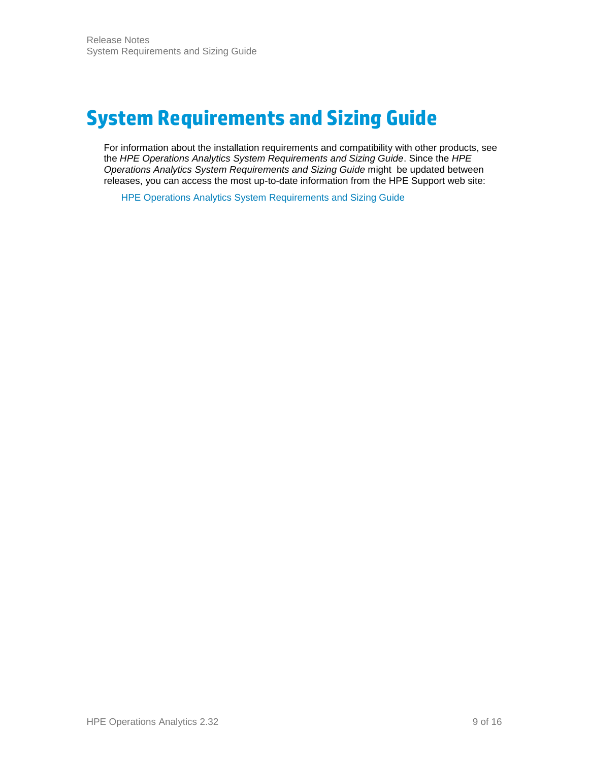# System Requirements and Sizing Guide

For information about the installation requirements and compatibility with other products, see the *HPE Operations Analytics System Requirements and Sizing Guide*. Since the *HPE Operations Analytics System Requirements and Sizing Guide* might be updated between releases, you can access the most up-to-date information from the HPE Support web site:

HPE Operations Analytics System Requirements and Sizing Guide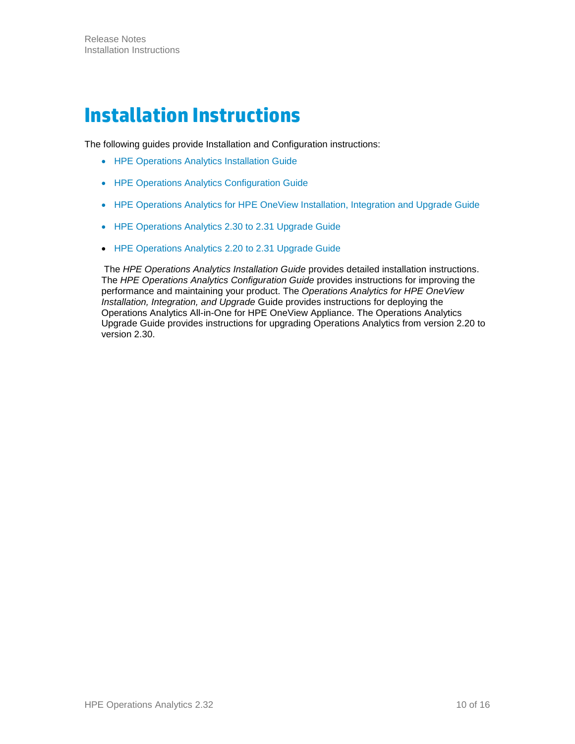# Installation Instructions

The following guides provide Installation and Configuration instructions:

- HPE Operations Analytics Installation Guide
- HPE Operations Analytics Configuration Guide
- HPE Operations Analytics for HPE OneView Installation, Integration and Upgrade Guide
- HPE Operations Analytics 2.30 to 2.31 Upgrade Guide
- HPE Operations Analytics 2.20 to 2.31 Upgrade Guide

The *HPE Operations Analytics Installation Guide* provides detailed installation instructions. The *HPE Operations Analytics Configuration Guide* provides instructions for improving the performance and maintaining your product. The *Operations Analytics for HPE OneView Installation, Integration, and Upgrade* Guide provides instructions for deploying the Operations Analytics All-in-One for HPE OneView Appliance. The Operations Analytics Upgrade Guide provides instructions for upgrading Operations Analytics from version 2.20 to version 2.30.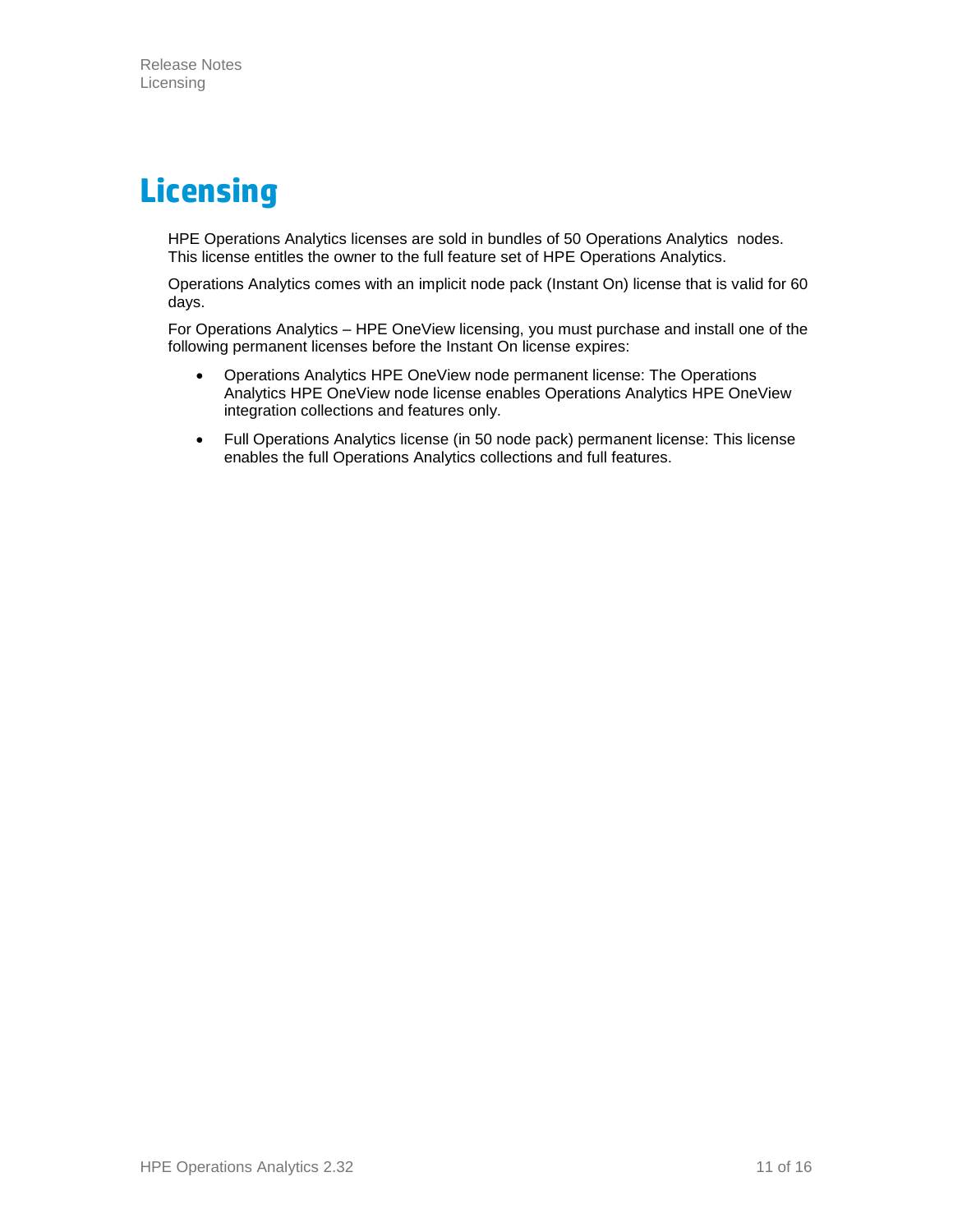# Licensing

HPE Operations Analytics licenses are sold in bundles of 50 Operations Analytics nodes. This license entitles the owner to the full feature set of HPE Operations Analytics.

Operations Analytics comes with an implicit node pack (Instant On) license that is valid for 60 days.

For Operations Analytics – HPE OneView licensing, you must purchase and install one of the following permanent licenses before the Instant On license expires:

- Operations Analytics HPE OneView node permanent license: The Operations Analytics HPE OneView node license enables Operations Analytics HPE OneView integration collections and features only.
- Full Operations Analytics license (in 50 node pack) permanent license: This license enables the full Operations Analytics collections and full features.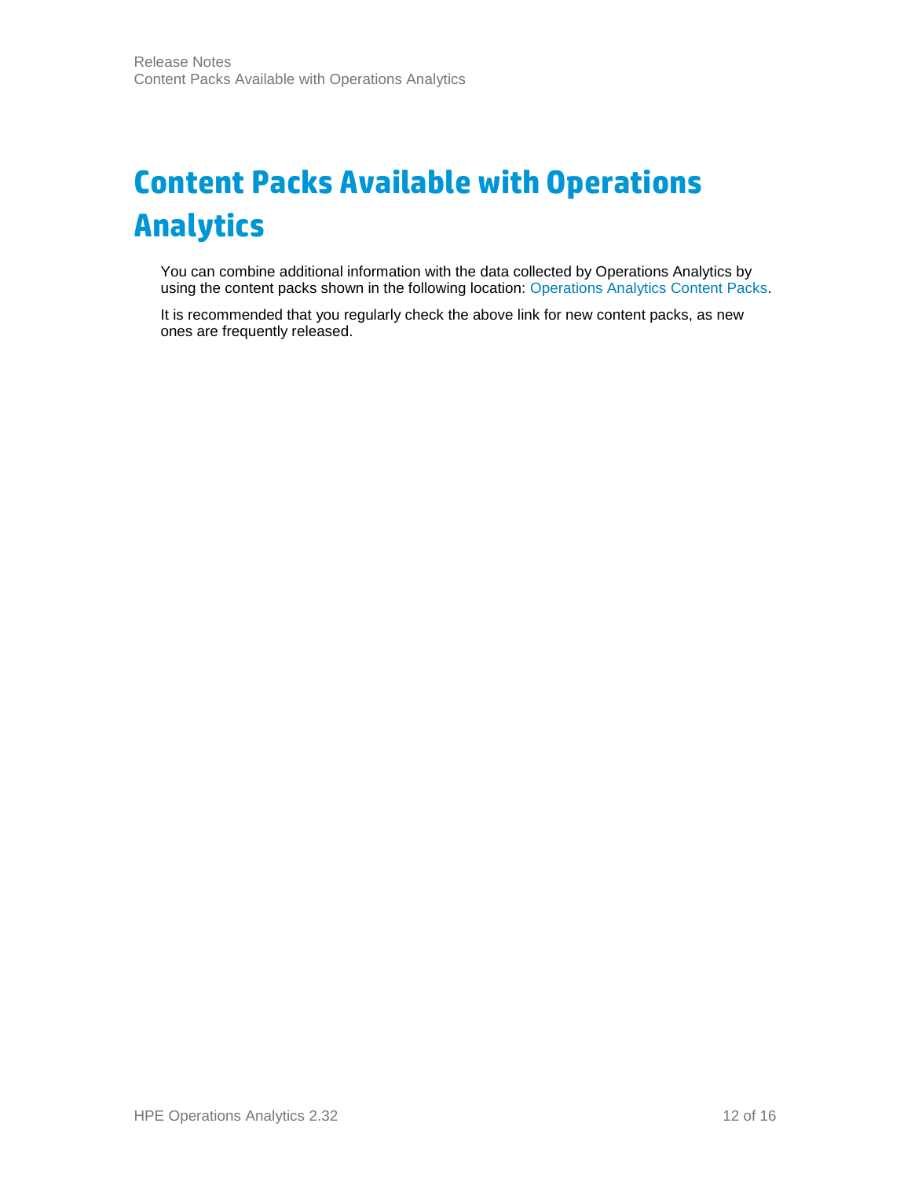# Content Packs Available with Operations Analytics

You can combine additional information with the data collected by Operations Analytics by using the content packs shown in the following location: Operations Analytics Content Packs.

It is recommended that you regularly check the above link for new content packs, as new ones are frequently released.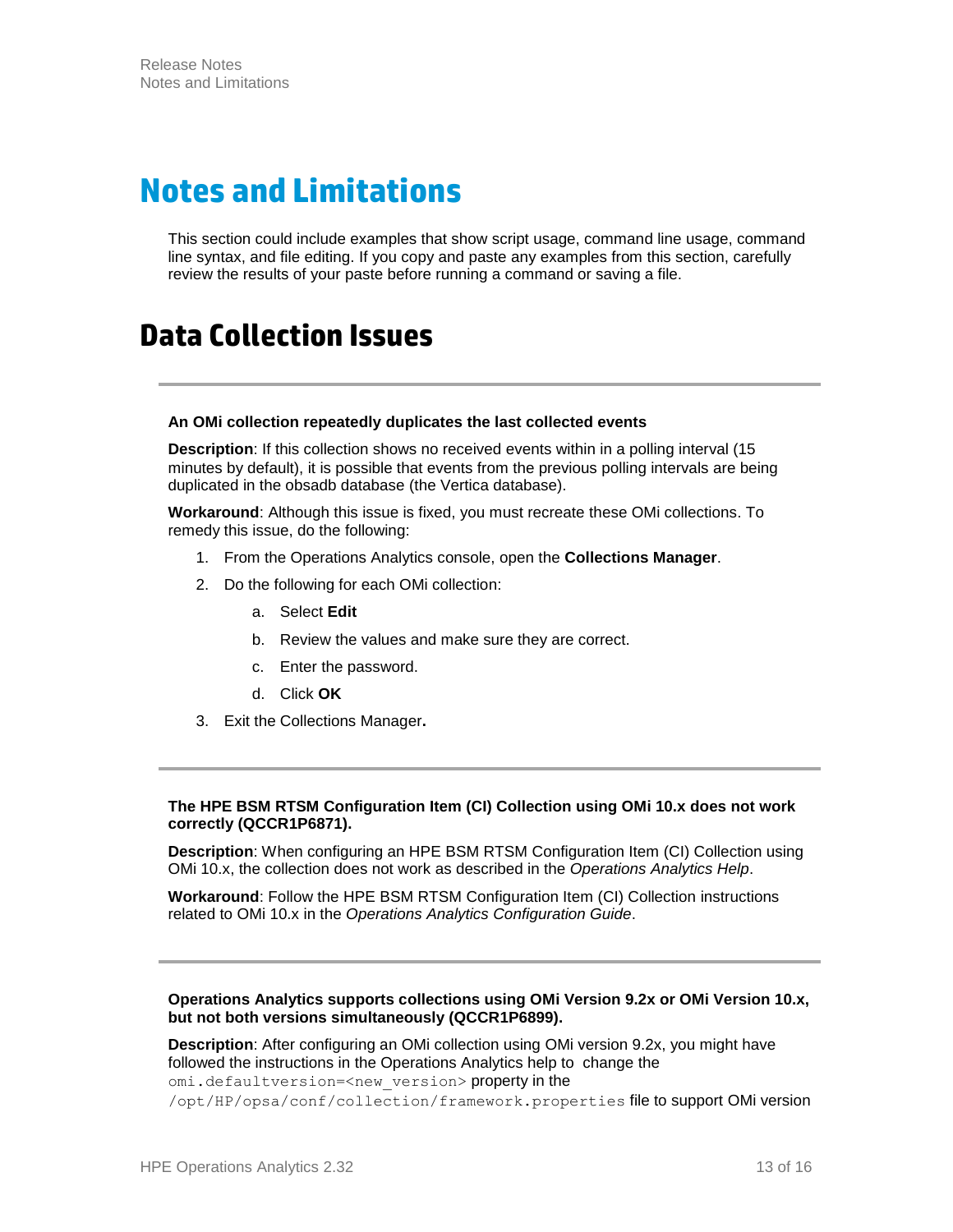# Notes and Limitations

This section could include examples that show script usage, command line usage, command line syntax, and file editing. If you copy and paste any examples from this section, carefully review the results of your paste before running a command or saving a file.

# Data Collection Issues

---

**An OMi collection repeatedly duplicates the last collected events**

**Description**: If this collection shows no received events within in a polling interval (15 minutes by default), it is possible that events from the previous polling intervals are being duplicated in the obsadb database (the Vertica database).

**Workaround**: Although this issue is fixed, you must recreate these OMi collections. To remedy this issue, do the following:

1. From the Operations Analytics console, open the **Collections Manager**.
2. Do the following for each OMi collection:
   a. Select **Edit**
   b. Review the values and make sure they are correct.
   c. Enter the password.
   d. Click **OK**
3. Exit the Collections Manager**.**

---

**The HPE BSM RTSM Configuration Item (CI) Collection using OMi 10.x does not work correctly (QCCR1P6871).**

**Description**: When configuring an HPE BSM RTSM Configuration Item (CI) Collection using OMi 10.x, the collection does not work as described in the *Operations Analytics Help*.

**Workaround**: Follow the HPE BSM RTSM Configuration Item (CI) Collection instructions related to OMi 10.x in the *Operations Analytics Configuration Guide*.

---

**Operations Analytics supports collections using OMi Version 9.2x or OMi Version 10.x, but not both versions simultaneously (QCCR1P6899).**

**Description**: After configuring an OMi collection using OMi version 9.2x, you might have followed the instructions in the Operations Analytics help to change the `omi.defaultversion=<new_version>` property in the `/opt/HP/opsa/conf/collection/framework.properties` file to support OMi version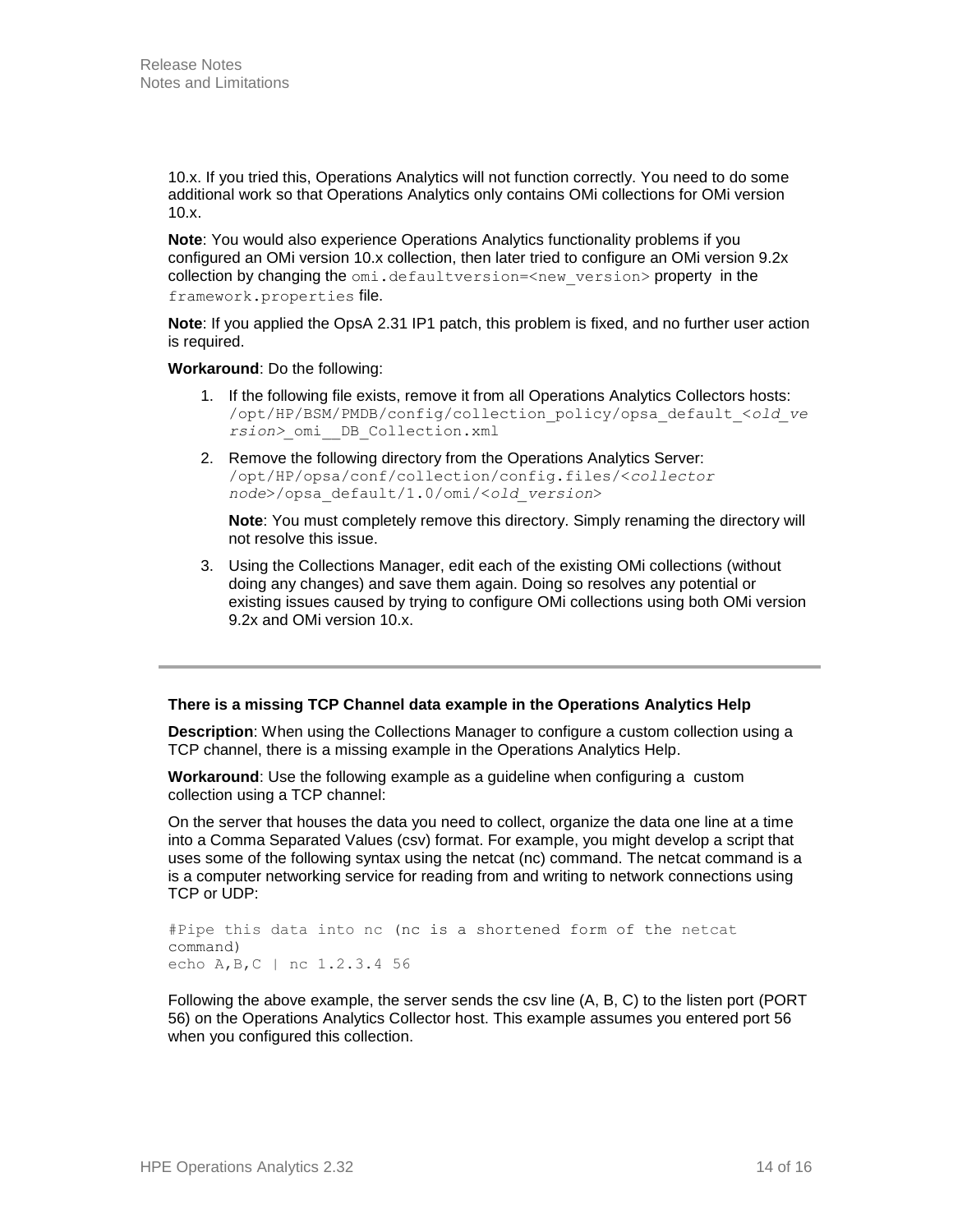10.x. If you tried this, Operations Analytics will not function correctly. You need to do some additional work so that Operations Analytics only contains OMi collections for OMi version 10.x.

**Note**: You would also experience Operations Analytics functionality problems if you configured an OMi version 10.x collection, then later tried to configure an OMi version 9.2x collection by changing the `omi.defaultversion=<new_version>` property in the `framework.properties` file.

**Note**: If you applied the OpsA 2.31 IP1 patch, this problem is fixed, and no further user action is required.

**Workaround**: Do the following:

1. If the following file exists, remove it from all Operations Analytics Collectors hosts: `/opt/HP/BSM/PMDB/config/collection_policy/opsa_default_<old_version>_omi__DB_Collection.xml`
2. Remove the following directory from the Operations Analytics Server: `/opt/HP/opsa/conf/collection/config.files/<collector node>/opsa_default/1.0/omi/<old_version>`

   **Note**: You must completely remove this directory. Simply renaming the directory will not resolve this issue.
3. Using the Collections Manager, edit each of the existing OMi collections (without doing any changes) and save them again. Doing so resolves any potential or existing issues caused by trying to configure OMi collections using both OMi version 9.2x and OMi version 10.x.

---

**There is a missing TCP Channel data example in the Operations Analytics Help**

**Description**: When using the Collections Manager to configure a custom collection using a TCP channel, there is a missing example in the Operations Analytics Help.

**Workaround**: Use the following example as a guideline when configuring a custom collection using a TCP channel:

On the server that houses the data you need to collect, organize the data one line at a time into a Comma Separated Values (csv) format. For example, you might develop a script that uses some of the following syntax using the netcat (nc) command. The netcat command is a is a computer networking service for reading from and writing to network connections using TCP or UDP:

```
#Pipe this data into nc (nc is a shortened form of the netcat
command)
echo A,B,C | nc 1.2.3.4 56
```

Following the above example, the server sends the csv line (A, B, C) to the listen port (PORT 56) on the Operations Analytics Collector host. This example assumes you entered port 56 when you configured this collection.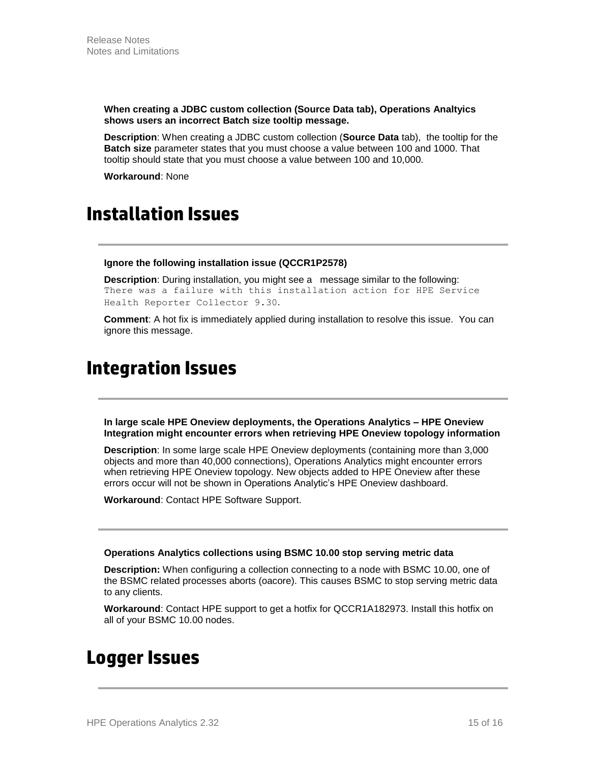**When creating a JDBC custom collection (Source Data tab), Operations Analtyics shows users an incorrect Batch size tooltip message.**

**Description**: When creating a JDBC custom collection (**Source Data** tab), the tooltip for the **Batch size** parameter states that you must choose a value between 100 and 1000. That tooltip should state that you must choose a value between 100 and 10,000.

**Workaround**: None

# Installation Issues

---

**Ignore the following installation issue (QCCR1P2578)**

**Description**: During installation, you might see a message similar to the following:
`There was a failure with this installation action for HPE Service Health Reporter Collector 9.30.`

**Comment**: A hot fix is immediately applied during installation to resolve this issue. You can ignore this message.

# Integration Issues

---

**In large scale HPE Oneview deployments, the Operations Analytics – HPE Oneview Integration might encounter errors when retrieving HPE Oneview topology information**

**Description**: In some large scale HPE Oneview deployments (containing more than 3,000 objects and more than 40,000 connections), Operations Analytics might encounter errors when retrieving HPE Oneview topology. New objects added to HPE Oneview after these errors occur will not be shown in Operations Analytic's HPE Oneview dashboard.

**Workaround**: Contact HPE Software Support.

---

**Operations Analytics collections using BSMC 10.00 stop serving metric data**

**Description:** When configuring a collection connecting to a node with BSMC 10.00, one of the BSMC related processes aborts (oacore). This causes BSMC to stop serving metric data to any clients.

**Workaround**: Contact HPE support to get a hotfix for QCCR1A182973. Install this hotfix on all of your BSMC 10.00 nodes.

# Logger Issues

---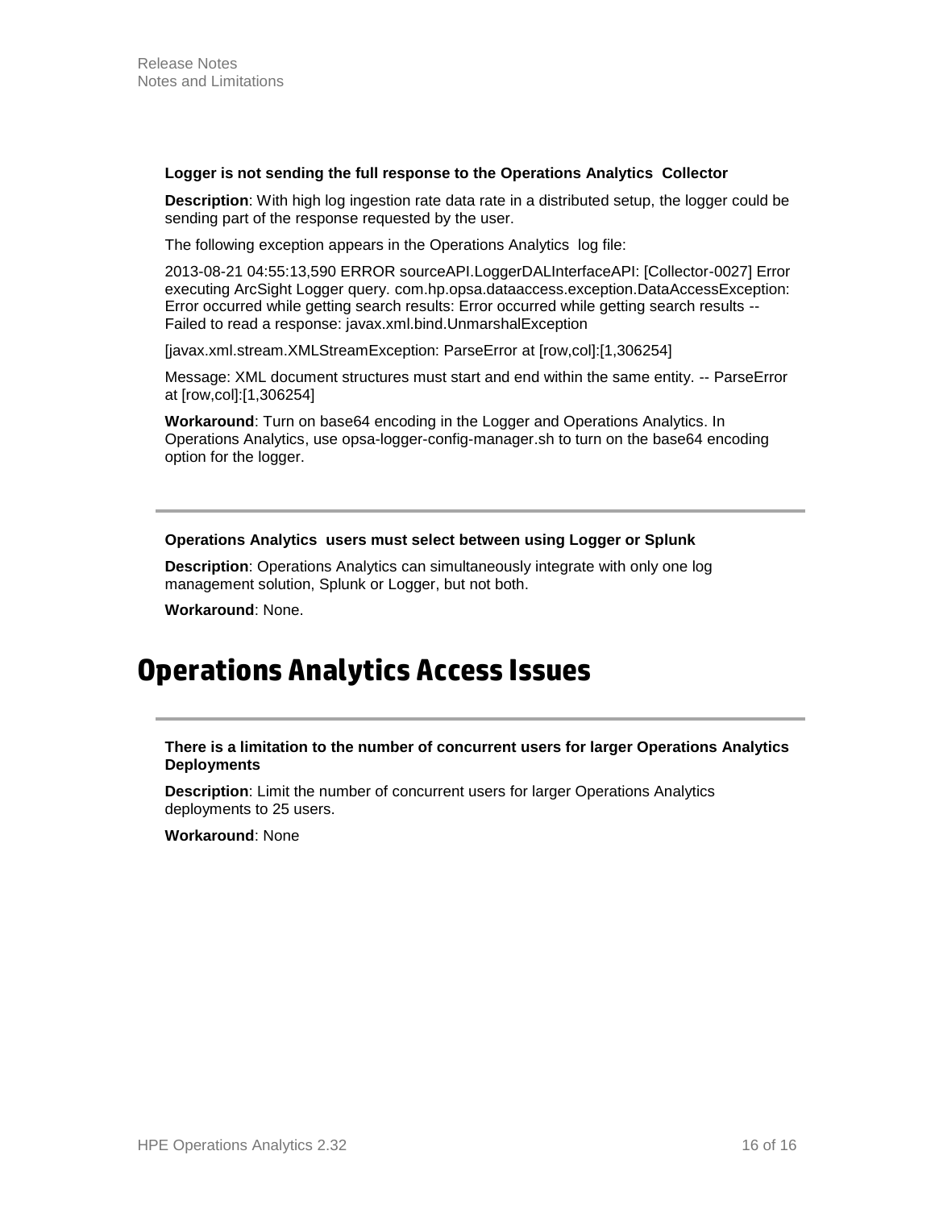**Logger is not sending the full response to the Operations Analytics Collector**

**Description**: With high log ingestion rate data rate in a distributed setup, the logger could be sending part of the response requested by the user.

The following exception appears in the Operations Analytics log file:

2013-08-21 04:55:13,590 ERROR sourceAPI.LoggerDALInterfaceAPI: [Collector-0027] Error executing ArcSight Logger query. com.hp.opsa.dataaccess.exception.DataAccessException: Error occurred while getting search results: Error occurred while getting search results -- Failed to read a response: javax.xml.bind.UnmarshalException

[javax.xml.stream.XMLStreamException: ParseError at [row,col]:[1,306254]

Message: XML document structures must start and end within the same entity. -- ParseError at [row,col]:[1,306254]

**Workaround**: Turn on base64 encoding in the Logger and Operations Analytics. In Operations Analytics, use opsa-logger-config-manager.sh to turn on the base64 encoding option for the logger.

---

**Operations Analytics users must select between using Logger or Splunk**

**Description**: Operations Analytics can simultaneously integrate with only one log management solution, Splunk or Logger, but not both.

**Workaround**: None.

# Operations Analytics Access Issues

---

**There is a limitation to the number of concurrent users for larger Operations Analytics Deployments**

**Description**: Limit the number of concurrent users for larger Operations Analytics deployments to 25 users.

**Workaround**: None